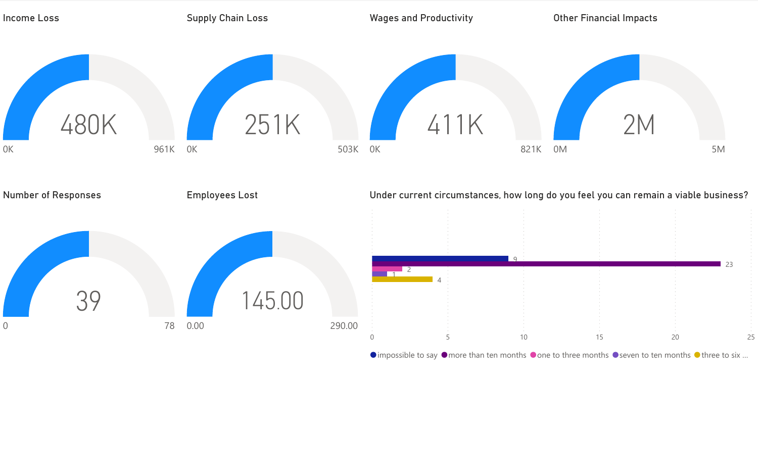## Income Loss

480K

0K — 961K

## Supply Chain Loss

251K

0K — 503K

## Wages and Productivity

411K

0K — 821K

## Other Financial Impacts

2M

0M — 5M

## Number of Responses

39

0 — 78

## Employees Lost

145.00

0.00 — 290.00

## Under current circumstances, how long do you feel you can remain a viable business?

| Response | Count |
|---|---|
| impossible to say | 9 |
| more than ten months | 23 |
| one to three months | 2 |
| seven to ten months | 1 |
| three to six ... | 4 |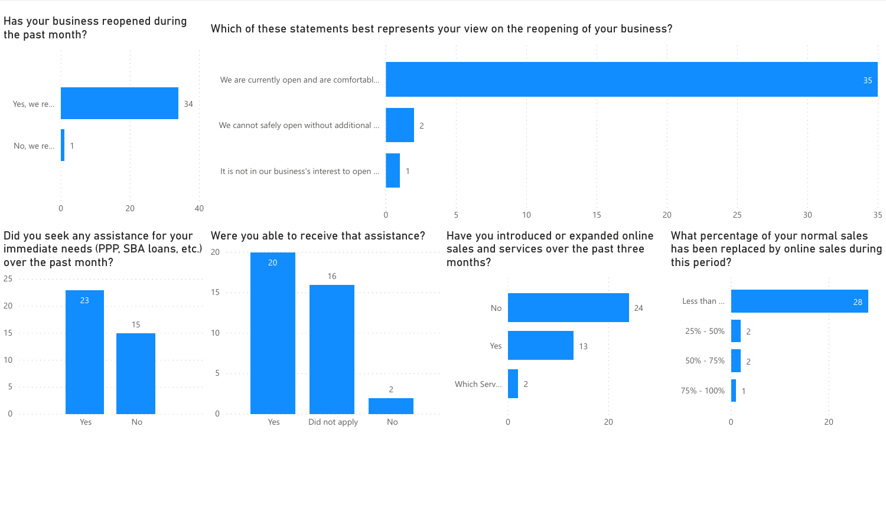## Has your business reopened during the past month?

Yes, we re...
34

No, we re...
1

0
20
40

## Which of these statements best represents your view on the reopening of your business?

We are currently open and are comfortabl...
35

We cannot safely open without additional ...
2

It is not in our business's interest to open ...
1

0
5
10
15
20
25
30
35

## Did you seek any assistance for your immediate needs (PPP, SBA loans, etc.) over the past month?

25
20
15
10
5
0

23
Yes

15
No

## Were you able to receive that assistance?

20
15
10
5
0

20
Yes

16
Did not apply

2
No

## Have you introduced or expanded online sales and services over the past three months?

No
24

Yes
13

Which Serv...
2

0
20

## What percentage of your normal sales has been replaced by online sales during this period?

Less than ...
28

25% - 50%
2

50% - 75%
2

75% - 100%
1

0
20